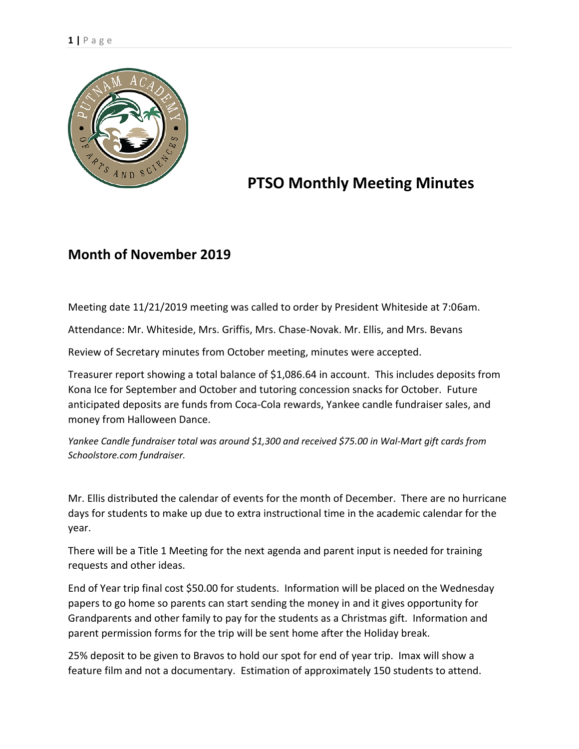# PTSO Monthly Meeting Minutes

## Month of November 2019

Meeting date 11/21/2019 meeting was called to order by President Whiteside at 7:06am.

Attendance: Mr. Whiteside, Mrs. Griffis, Mrs. Chase-Novak. Mr. Ellis, and Mrs. Bevans

Review of Secretary minutes from October meeting, minutes were accepted.

Treasurer report showing a total balance of $1,086.64 in account. This includes deposits from Kona Ice for September and October and tutoring concession snacks for October. Future anticipated deposits are funds from Coca-Cola rewards, Yankee candle fundraiser sales, and money from Halloween Dance.

*Yankee Candle fundraiser total was around $1,300 and received $75.00 in Wal-Mart gift cards from Schoolstore.com fundraiser.*

Mr. Ellis distributed the calendar of events for the month of December. There are no hurricane days for students to make up due to extra instructional time in the academic calendar for the year.

There will be a Title 1 Meeting for the next agenda and parent input is needed for training requests and other ideas.

End of Year trip final cost $50.00 for students. Information will be placed on the Wednesday papers to go home so parents can start sending the money in and it gives opportunity for Grandparents and other family to pay for the students as a Christmas gift. Information and parent permission forms for the trip will be sent home after the Holiday break.

25% deposit to be given to Bravos to hold our spot for end of year trip. Imax will show a feature film and not a documentary. Estimation of approximately 150 students to attend.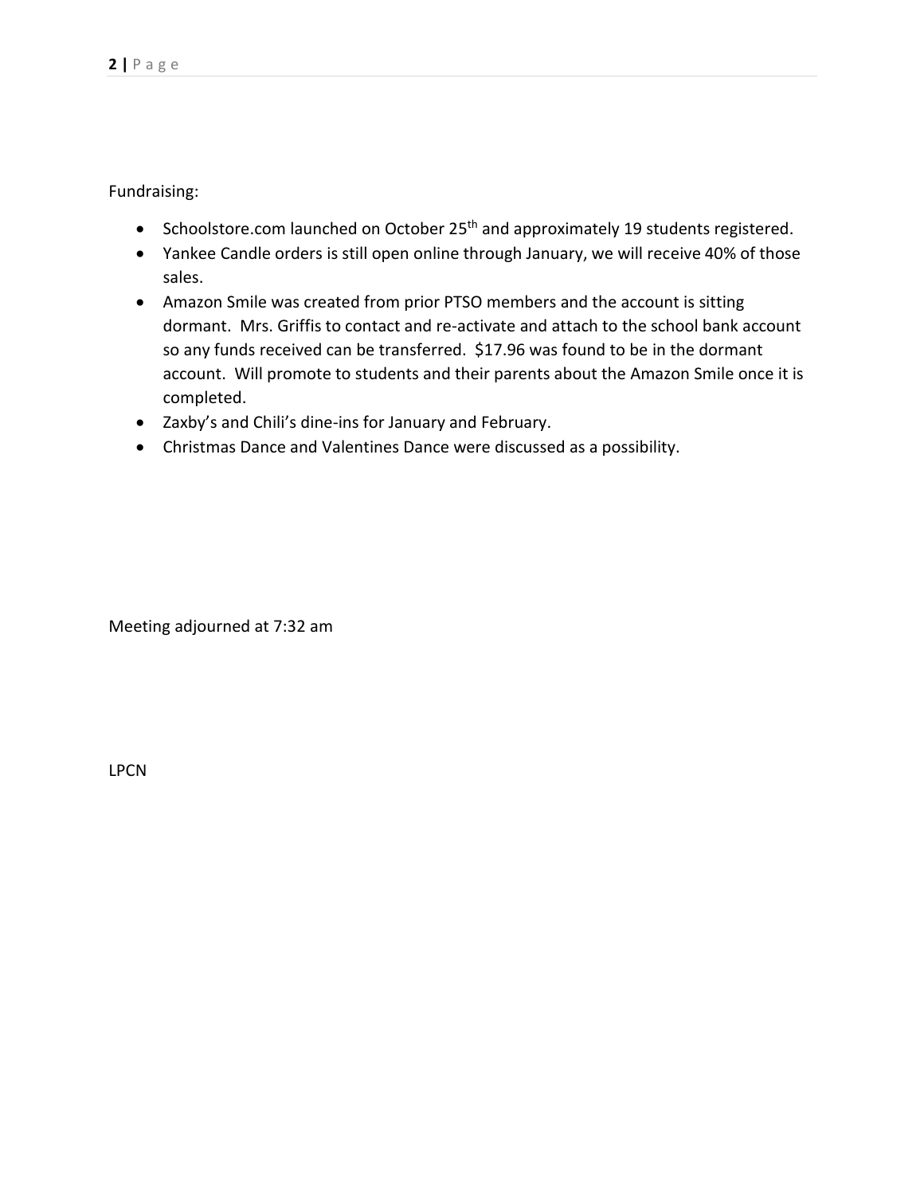Fundraising:

- Schoolstore.com launched on October 25th and approximately 19 students registered.
- Yankee Candle orders is still open online through January, we will receive 40% of those sales.
- Amazon Smile was created from prior PTSO members and the account is sitting dormant. Mrs. Griffis to contact and re-activate and attach to the school bank account so any funds received can be transferred. $17.96 was found to be in the dormant account. Will promote to students and their parents about the Amazon Smile once it is completed.
- Zaxby's and Chili's dine-ins for January and February.
- Christmas Dance and Valentines Dance were discussed as a possibility.

Meeting adjourned at 7:32 am

LPCN